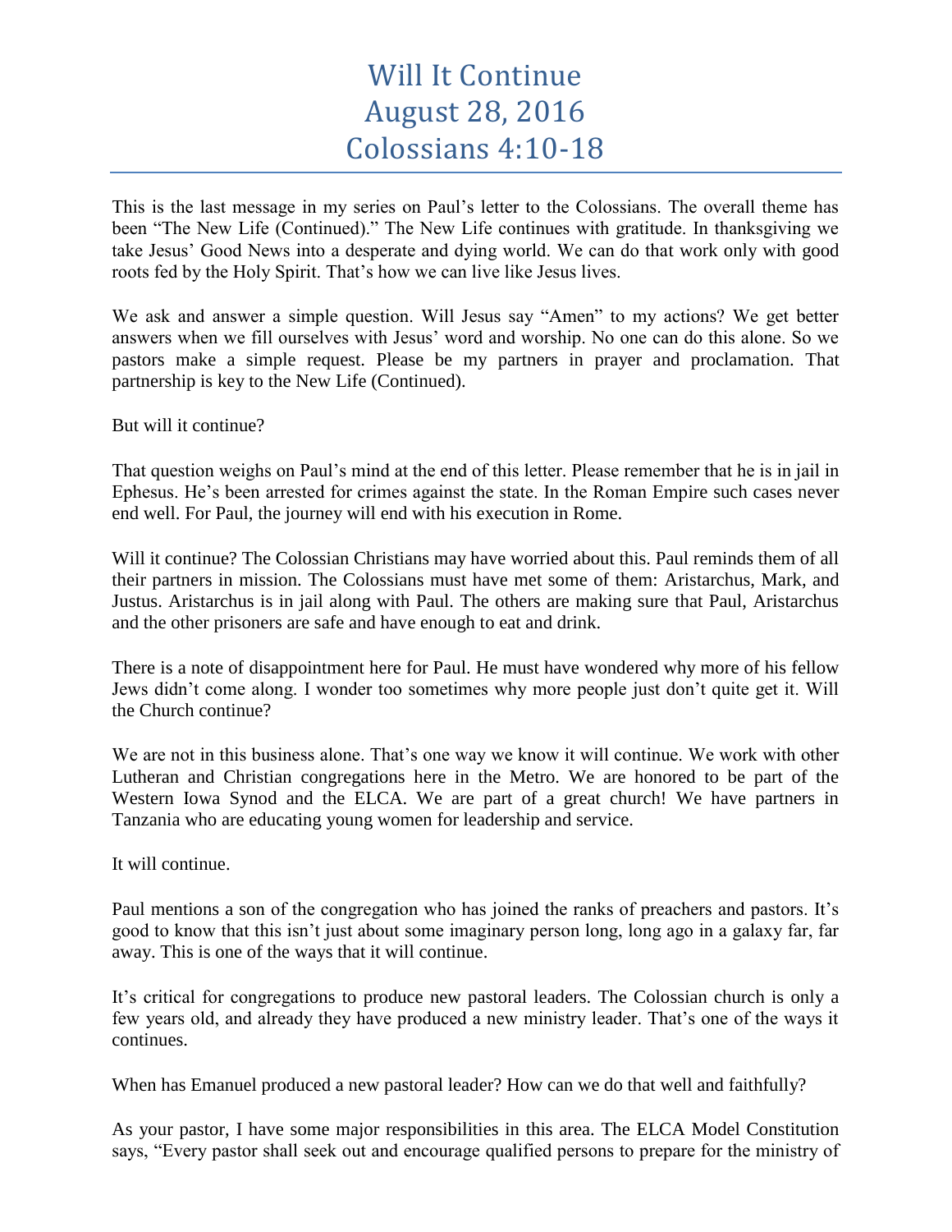# Will It Continue
# August 28, 2016
# Colossians 4:10-18

This is the last message in my series on Paul's letter to the Colossians. The overall theme has been "The New Life (Continued)." The New Life continues with gratitude. In thanksgiving we take Jesus' Good News into a desperate and dying world. We can do that work only with good roots fed by the Holy Spirit. That's how we can live like Jesus lives.

We ask and answer a simple question. Will Jesus say "Amen" to my actions? We get better answers when we fill ourselves with Jesus' word and worship. No one can do this alone. So we pastors make a simple request. Please be my partners in prayer and proclamation. That partnership is key to the New Life (Continued).

But will it continue?

That question weighs on Paul's mind at the end of this letter. Please remember that he is in jail in Ephesus. He's been arrested for crimes against the state. In the Roman Empire such cases never end well. For Paul, the journey will end with his execution in Rome.

Will it continue? The Colossian Christians may have worried about this. Paul reminds them of all their partners in mission. The Colossians must have met some of them: Aristarchus, Mark, and Justus. Aristarchus is in jail along with Paul. The others are making sure that Paul, Aristarchus and the other prisoners are safe and have enough to eat and drink.

There is a note of disappointment here for Paul. He must have wondered why more of his fellow Jews didn't come along. I wonder too sometimes why more people just don't quite get it. Will the Church continue?

We are not in this business alone. That's one way we know it will continue. We work with other Lutheran and Christian congregations here in the Metro. We are honored to be part of the Western Iowa Synod and the ELCA. We are part of a great church! We have partners in Tanzania who are educating young women for leadership and service.

It will continue.

Paul mentions a son of the congregation who has joined the ranks of preachers and pastors. It's good to know that this isn't just about some imaginary person long, long ago in a galaxy far, far away. This is one of the ways that it will continue.

It's critical for congregations to produce new pastoral leaders. The Colossian church is only a few years old, and already they have produced a new ministry leader. That's one of the ways it continues.

When has Emanuel produced a new pastoral leader? How can we do that well and faithfully?

As your pastor, I have some major responsibilities in this area. The ELCA Model Constitution says, "Every pastor shall seek out and encourage qualified persons to prepare for the ministry of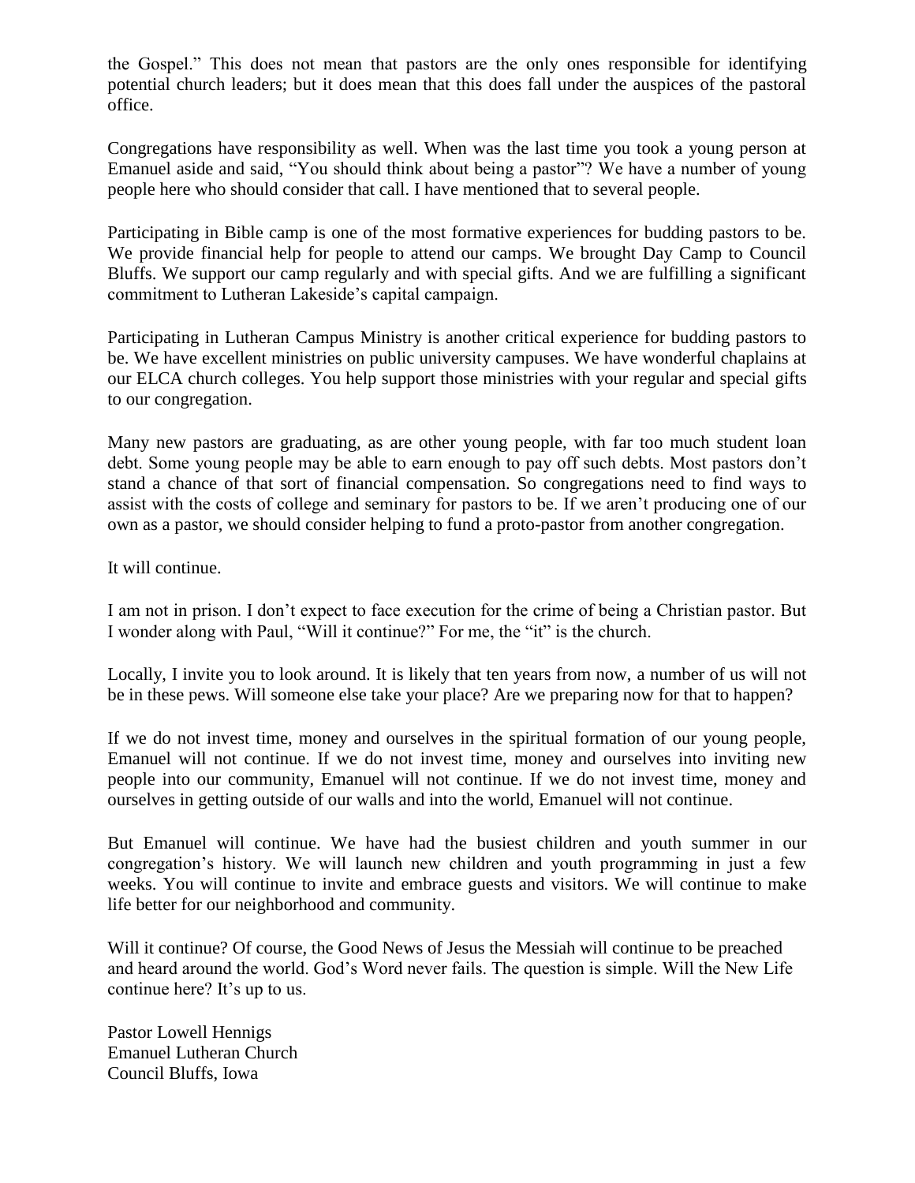the Gospel." This does not mean that pastors are the only ones responsible for identifying potential church leaders; but it does mean that this does fall under the auspices of the pastoral office.

Congregations have responsibility as well. When was the last time you took a young person at Emanuel aside and said, "You should think about being a pastor"? We have a number of young people here who should consider that call. I have mentioned that to several people.

Participating in Bible camp is one of the most formative experiences for budding pastors to be. We provide financial help for people to attend our camps. We brought Day Camp to Council Bluffs. We support our camp regularly and with special gifts. And we are fulfilling a significant commitment to Lutheran Lakeside's capital campaign.

Participating in Lutheran Campus Ministry is another critical experience for budding pastors to be. We have excellent ministries on public university campuses. We have wonderful chaplains at our ELCA church colleges. You help support those ministries with your regular and special gifts to our congregation.

Many new pastors are graduating, as are other young people, with far too much student loan debt. Some young people may be able to earn enough to pay off such debts. Most pastors don't stand a chance of that sort of financial compensation. So congregations need to find ways to assist with the costs of college and seminary for pastors to be. If we aren't producing one of our own as a pastor, we should consider helping to fund a proto-pastor from another congregation.

It will continue.

I am not in prison. I don't expect to face execution for the crime of being a Christian pastor. But I wonder along with Paul, "Will it continue?" For me, the "it" is the church.

Locally, I invite you to look around. It is likely that ten years from now, a number of us will not be in these pews. Will someone else take your place? Are we preparing now for that to happen?

If we do not invest time, money and ourselves in the spiritual formation of our young people, Emanuel will not continue. If we do not invest time, money and ourselves into inviting new people into our community, Emanuel will not continue. If we do not invest time, money and ourselves in getting outside of our walls and into the world, Emanuel will not continue.

But Emanuel will continue. We have had the busiest children and youth summer in our congregation's history. We will launch new children and youth programming in just a few weeks. You will continue to invite and embrace guests and visitors. We will continue to make life better for our neighborhood and community.

Will it continue? Of course, the Good News of Jesus the Messiah will continue to be preached and heard around the world. God's Word never fails. The question is simple. Will the New Life continue here? It's up to us.

Pastor Lowell Hennigs
Emanuel Lutheran Church
Council Bluffs, Iowa